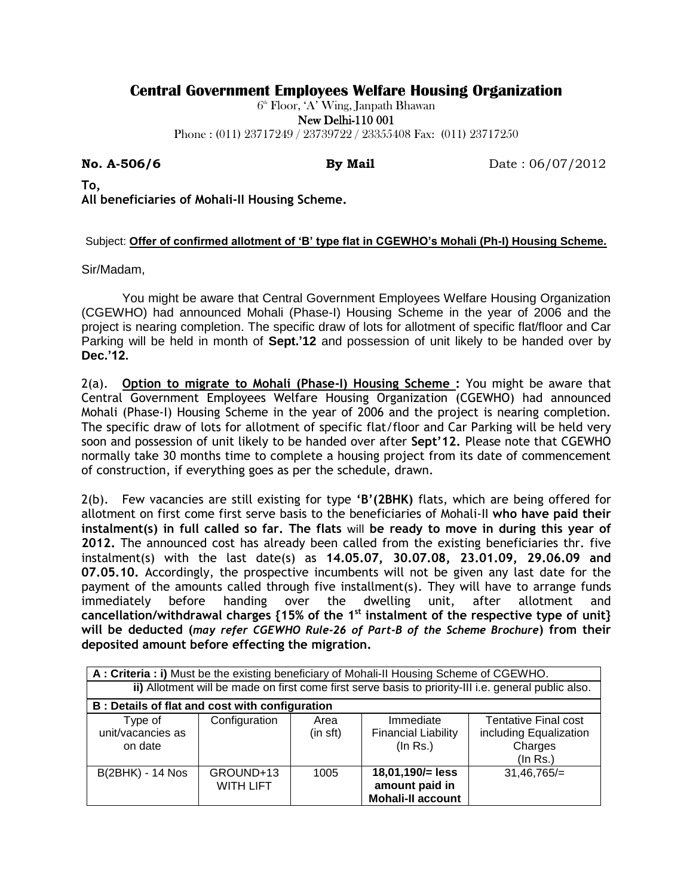# Central Government Employees Welfare Housing Organization

6th Floor, 'A' Wing, Janpath Bhawan
New Delhi-110 001
Phone : (011) 23717249 / 23739722 / 23355408 Fax: (011) 23717250

**No. A-506/6** **By Mail** Date : 06/07/2012

**To,**
**All beneficiaries of Mohali-II Housing Scheme.**

Subject: **Offer of confirmed allotment of 'B' type flat in CGEWHO's Mohali (Ph-I) Housing Scheme.**

Sir/Madam,

You might be aware that Central Government Employees Welfare Housing Organization (CGEWHO) had announced Mohali (Phase-I) Housing Scheme in the year of 2006 and the project is nearing completion. The specific draw of lots for allotment of specific flat/floor and Car Parking will be held in month of **Sept.'12** and possession of unit likely to be handed over by **Dec.'12.**

2(a). **Option to migrate to Mohali (Phase-I) Housing Scheme :** You might be aware that Central Government Employees Welfare Housing Organization (CGEWHO) had announced Mohali (Phase-I) Housing Scheme in the year of 2006 and the project is nearing completion. The specific draw of lots for allotment of specific flat/floor and Car Parking will be held very soon and possession of unit likely to be handed over after **Sept'12.** Please note that CGEWHO normally take 30 months time to complete a housing project from its date of commencement of construction, if everything goes as per the schedule, drawn.

2(b). Few vacancies are still existing for type **'B'(2BHK)** flats, which are being offered for allotment on first come first serve basis to the beneficiaries of Mohali-II **who have paid their instalment(s) in full called so far. The flats** will **be ready to move in during this year of 2012.** The announced cost has already been called from the existing beneficiaries thr. five instalment(s) with the last date(s) as **14.05.07, 30.07.08, 23.01.09, 29.06.09 and 07.05.10.** Accordingly, the prospective incumbents will not be given any last date for the payment of the amounts called through five installment(s). They will have to arrange funds immediately before handing over the dwelling unit, after allotment and **cancellation/withdrawal charges {15% of the 1st instalment of the respective type of unit} will be deducted (*may refer CGEWHO Rule-26 of Part-B of the Scheme Brochure*) from their deposited amount before effecting the migration.**

| **A : Criteria : i)** Must be the existing beneficiary of Mohali-II Housing Scheme of CGEWHO. | | | | |
|---|---|---|---|---|
| **ii)** Allotment will be made on first come first serve basis to priority-III i.e. general public also. | | | | |
| **B : Details of flat and cost with configuration** | | | | |
| Type of unit/vacancies as on date | Configuration | Area (in sft) | Immediate Financial Liability (In Rs.) | Tentative Final cost including Equalization Charges (In Rs.) |
| B(2BHK) - 14 Nos | GROUND+13 WITH LIFT | 1005 | **18,01,190/= less amount paid in Mohali-II account** | 31,46,765/= |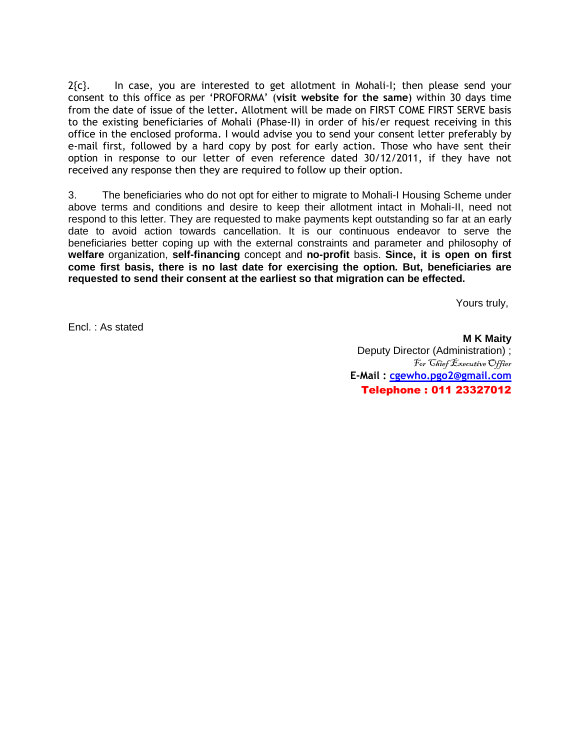2{c}. In case, you are interested to get allotment in Mohali-I; then please send your consent to this office as per 'PROFORMA' (**visit website for the same**) within 30 days time from the date of issue of the letter**.** Allotment will be made on FIRST COME FIRST SERVE basis to the existing beneficiaries of Mohali (Phase-II) in order of his/er request receiving in this office in the enclosed proforma. I would advise you to send your consent letter preferably by e-mail first, followed by a hard copy by post for early action. Those who have sent their option in response to our letter of even reference dated 30/12/2011, if they have not received any response then they are required to follow up their option.

3. The beneficiaries who do not opt for either to migrate to Mohali-I Housing Scheme under above terms and conditions and desire to keep their allotment intact in Mohali-II, need not respond to this letter. They are requested to make payments kept outstanding so far at an early date to avoid action towards cancellation. It is our continuous endeavor to serve the beneficiaries better coping up with the external constraints and parameter and philosophy of **welfare** organization, **self-financing** concept and **no-profit** basis. **Since, it is open on first come first basis, there is no last date for exercising the option. But, beneficiaries are requested to send their consent at the earliest so that migration can be effected.**

Yours truly,

Encl. : As stated

**M K Maity**
Deputy Director (Administration) ;
*For Chief Executive Offier*
**E-Mail : cgewho.pgo2@gmail.com**
**Telephone : 011 23327012**